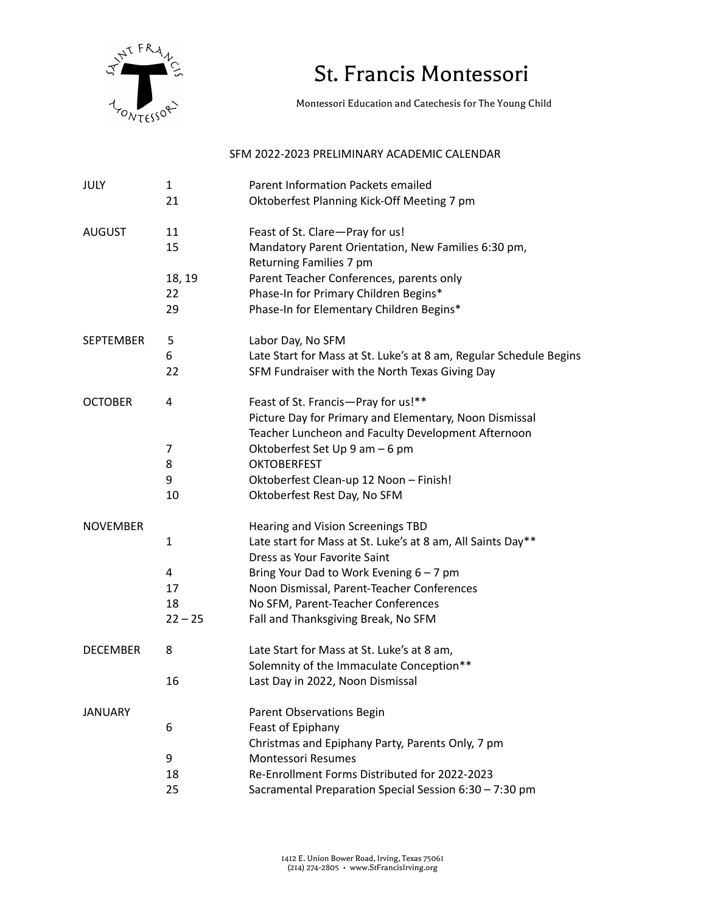# St. Francis Montessori

Montessori Education and Catechesis for The Young Child

SFM 2022-2023 PRELIMINARY ACADEMIC CALENDAR

| Month | Date | Event |
|---|---|---|
| JULY | 1 | Parent Information Packets emailed |
| | 21 | Oktoberfest Planning Kick-Off Meeting 7 pm |
| AUGUST | 11 | Feast of St. Clare—Pray for us! |
| | 15 | Mandatory Parent Orientation, New Families 6:30 pm, Returning Families 7 pm |
| | 18, 19 | Parent Teacher Conferences, parents only |
| | 22 | Phase-In for Primary Children Begins* |
| | 29 | Phase-In for Elementary Children Begins* |
| SEPTEMBER | 5 | Labor Day, No SFM |
| | 6 | Late Start for Mass at St. Luke's at 8 am, Regular Schedule Begins |
| | 22 | SFM Fundraiser with the North Texas Giving Day |
| OCTOBER | 4 | Feast of St. Francis—Pray for us!** |
| | | Picture Day for Primary and Elementary, Noon Dismissal |
| | | Teacher Luncheon and Faculty Development Afternoon |
| | 7 | Oktoberfest Set Up 9 am – 6 pm |
| | 8 | OKTOBERFEST |
| | 9 | Oktoberfest Clean-up 12 Noon – Finish! |
| | 10 | Oktoberfest Rest Day, No SFM |
| NOVEMBER | | Hearing and Vision Screenings TBD |
| | 1 | Late start for Mass at St. Luke's at 8 am, All Saints Day** |
| | | Dress as Your Favorite Saint |
| | 4 | Bring Your Dad to Work Evening 6 – 7 pm |
| | 17 | Noon Dismissal, Parent-Teacher Conferences |
| | 18 | No SFM, Parent-Teacher Conferences |
| | 22 – 25 | Fall and Thanksgiving Break, No SFM |
| DECEMBER | 8 | Late Start for Mass at St. Luke's at 8 am, Solemnity of the Immaculate Conception** |
| | 16 | Last Day in 2022, Noon Dismissal |
| JANUARY | | Parent Observations Begin |
| | 6 | Feast of Epiphany |
| | | Christmas and Epiphany Party, Parents Only, 7 pm |
| | 9 | Montessori Resumes |
| | 18 | Re-Enrollment Forms Distributed for 2022-2023 |
| | 25 | Sacramental Preparation Special Session 6:30 – 7:30 pm |

1412 E. Union Bower Road, Irving, Texas 75061
(214) 274-2805 • www.StFrancisIrving.org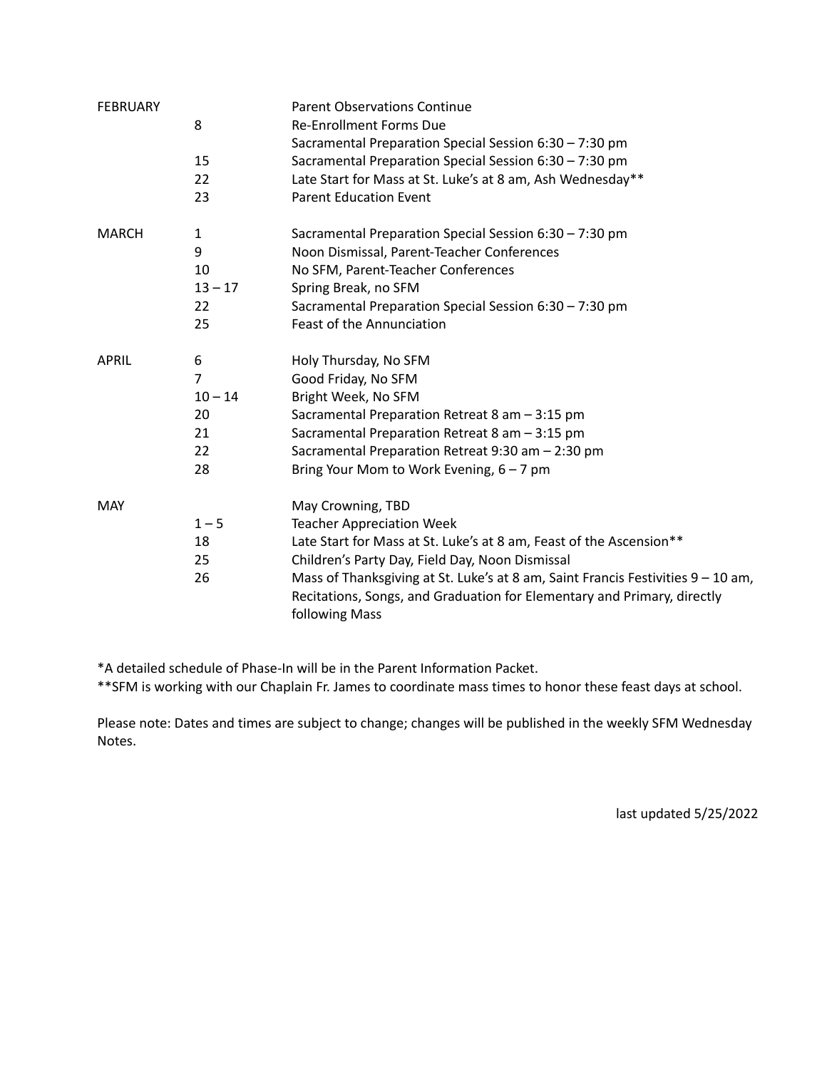| | | |
|---|---|---|
| FEBRUARY | | Parent Observations Continue |
| | 8 | Re-Enrollment Forms Due |
| | | Sacramental Preparation Special Session 6:30 – 7:30 pm |
| | 15 | Sacramental Preparation Special Session 6:30 – 7:30 pm |
| | 22 | Late Start for Mass at St. Luke's at 8 am, Ash Wednesday** |
| | 23 | Parent Education Event |
| MARCH | 1 | Sacramental Preparation Special Session 6:30 – 7:30 pm |
| | 9 | Noon Dismissal, Parent-Teacher Conferences |
| | 10 | No SFM, Parent-Teacher Conferences |
| | 13 – 17 | Spring Break, no SFM |
| | 22 | Sacramental Preparation Special Session 6:30 – 7:30 pm |
| | 25 | Feast of the Annunciation |
| APRIL | 6 | Holy Thursday, No SFM |
| | 7 | Good Friday, No SFM |
| | 10 – 14 | Bright Week, No SFM |
| | 20 | Sacramental Preparation Retreat 8 am – 3:15 pm |
| | 21 | Sacramental Preparation Retreat 8 am – 3:15 pm |
| | 22 | Sacramental Preparation Retreat 9:30 am – 2:30 pm |
| | 28 | Bring Your Mom to Work Evening, 6 – 7 pm |
| MAY | | May Crowning, TBD |
| | 1 – 5 | Teacher Appreciation Week |
| | 18 | Late Start for Mass at St. Luke's at 8 am, Feast of the Ascension** |
| | 25 | Children's Party Day, Field Day, Noon Dismissal |
| | 26 | Mass of Thanksgiving at St. Luke's at 8 am, Saint Francis Festivities 9 – 10 am, Recitations, Songs, and Graduation for Elementary and Primary, directly following Mass |

*A detailed schedule of Phase-In will be in the Parent Information Packet.
**SFM is working with our Chaplain Fr. James to coordinate mass times to honor these feast days at school.

Please note: Dates and times are subject to change; changes will be published in the weekly SFM Wednesday Notes.

last updated 5/25/2022